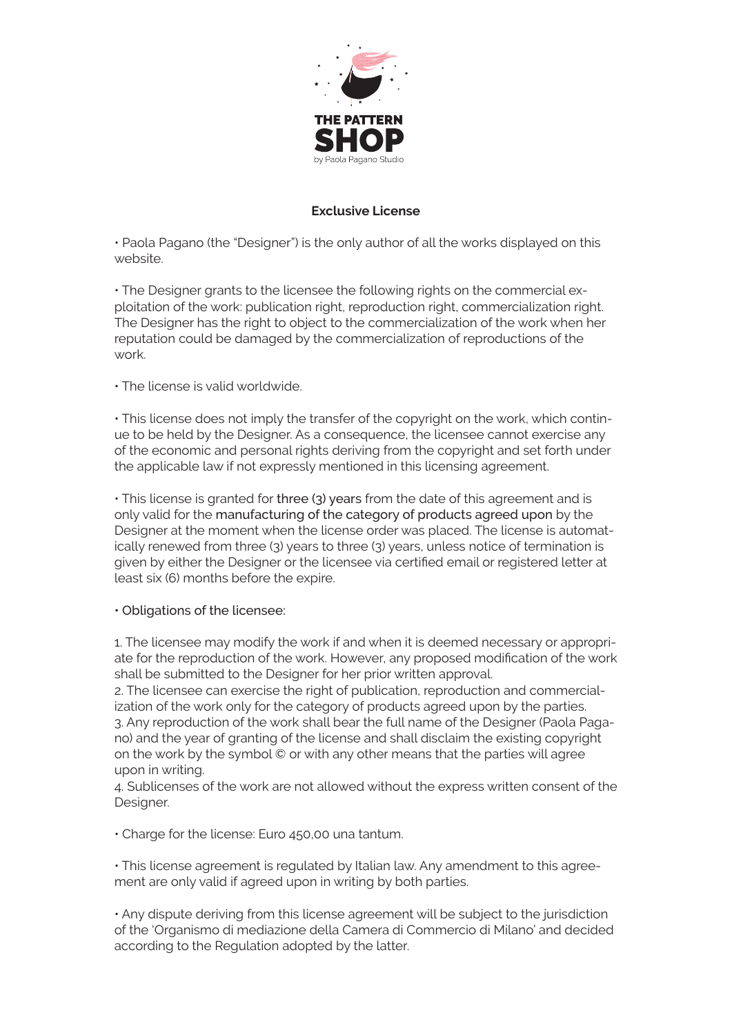THE PATTERN SHOP

by Paola Pagano Studio

## Exclusive License

• Paola Pagano (the "Designer") is the only author of all the works displayed on this website.

• The Designer grants to the licensee the following rights on the commercial exploitation of the work: publication right, reproduction right, commercialization right. The Designer has the right to object to the commercialization of the work when her reputation could be damaged by the commercialization of reproductions of the work.

• The license is valid worldwide.

• This license does not imply the transfer of the copyright on the work, which continue to be held by the Designer. As a consequence, the licensee cannot exercise any of the economic and personal rights deriving from the copyright and set forth under the applicable law if not expressly mentioned in this licensing agreement.

• This license is granted for three (3) years from the date of this agreement and is only valid for the manufacturing of the category of products agreed upon by the Designer at the moment when the license order was placed. The license is automatically renewed from three (3) years to three (3) years, unless notice of termination is given by either the Designer or the licensee via certified email or registered letter at least six (6) months before the expire.

• Obligations of the licensee:

1. The licensee may modify the work if and when it is deemed necessary or appropriate for the reproduction of the work. However, any proposed modification of the work shall be submitted to the Designer for her prior written approval.
2. The licensee can exercise the right of publication, reproduction and commercialization of the work only for the category of products agreed upon by the parties.
3. Any reproduction of the work shall bear the full name of the Designer (Paola Pagano) and the year of granting of the license and shall disclaim the existing copyright on the work by the symbol © or with any other means that the parties will agree upon in writing.
4. Sublicenses of the work are not allowed without the express written consent of the Designer.

• Charge for the license: Euro 450,00 una tantum.

• This license agreement is regulated by Italian law. Any amendment to this agreement are only valid if agreed upon in writing by both parties.

• Any dispute deriving from this license agreement will be subject to the jurisdiction of the 'Organismo di mediazione della Camera di Commercio di Milano' and decided according to the Regulation adopted by the latter.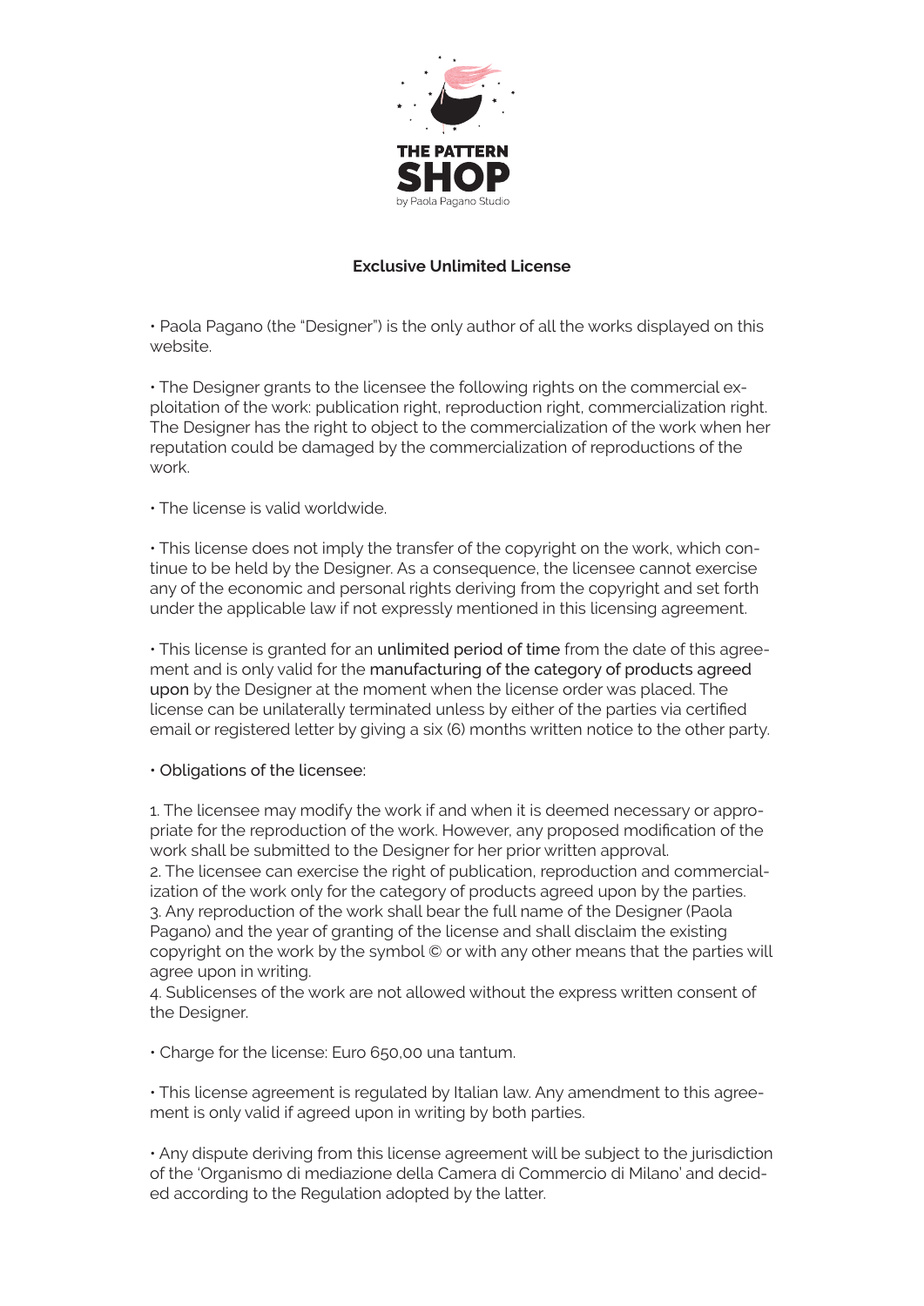THE PATTERN SHOP

by Paola Pagano Studio

# Exclusive Unlimited License

• Paola Pagano (the "Designer") is the only author of all the works displayed on this website.

• The Designer grants to the licensee the following rights on the commercial exploitation of the work: publication right, reproduction right, commercialization right. The Designer has the right to object to the commercialization of the work when her reputation could be damaged by the commercialization of reproductions of the work.

• The license is valid worldwide.

• This license does not imply the transfer of the copyright on the work, which continue to be held by the Designer. As a consequence, the licensee cannot exercise any of the economic and personal rights deriving from the copyright and set forth under the applicable law if not expressly mentioned in this licensing agreement.

• This license is granted for an unlimited period of time from the date of this agreement and is only valid for the manufacturing of the category of products agreed upon by the Designer at the moment when the license order was placed. The license can be unilaterally terminated unless by either of the parties via certified email or registered letter by giving a six (6) months written notice to the other party.

• Obligations of the licensee:

1. The licensee may modify the work if and when it is deemed necessary or appropriate for the reproduction of the work. However, any proposed modification of the work shall be submitted to the Designer for her prior written approval.
2. The licensee can exercise the right of publication, reproduction and commercialization of the work only for the category of products agreed upon by the parties.
3. Any reproduction of the work shall bear the full name of the Designer (Paola Pagano) and the year of granting of the license and shall disclaim the existing copyright on the work by the symbol © or with any other means that the parties will agree upon in writing.
4. Sublicenses of the work are not allowed without the express written consent of the Designer.

• Charge for the license: Euro 650,00 una tantum.

• This license agreement is regulated by Italian law. Any amendment to this agreement is only valid if agreed upon in writing by both parties.

• Any dispute deriving from this license agreement will be subject to the jurisdiction of the 'Organismo di mediazione della Camera di Commercio di Milano' and decided according to the Regulation adopted by the latter.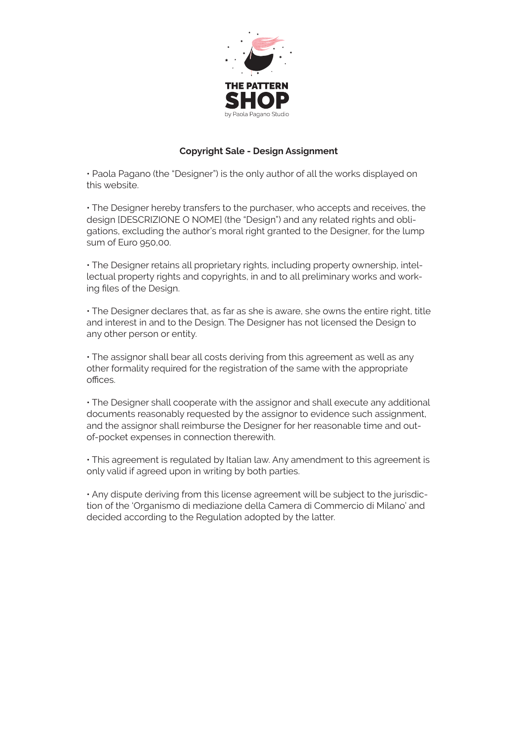THE PATTERN SHOP

by Paola Pagano Studio

**Copyright Sale - Design Assignment**

• Paola Pagano (the "Designer") is the only author of all the works displayed on this website.

• The Designer hereby transfers to the purchaser, who accepts and receives, the design [DESCRIZIONE O NOME] (the "Design") and any related rights and obligations, excluding the author's moral right granted to the Designer, for the lump sum of Euro 950,00.

• The Designer retains all proprietary rights, including property ownership, intellectual property rights and copyrights, in and to all preliminary works and working files of the Design.

• The Designer declares that, as far as she is aware, she owns the entire right, title and interest in and to the Design. The Designer has not licensed the Design to any other person or entity.

• The assignor shall bear all costs deriving from this agreement as well as any other formality required for the registration of the same with the appropriate offices.

• The Designer shall cooperate with the assignor and shall execute any additional documents reasonably requested by the assignor to evidence such assignment, and the assignor shall reimburse the Designer for her reasonable time and out-of-pocket expenses in connection therewith.

• This agreement is regulated by Italian law. Any amendment to this agreement is only valid if agreed upon in writing by both parties.

• Any dispute deriving from this license agreement will be subject to the jurisdiction of the 'Organismo di mediazione della Camera di Commercio di Milano' and decided according to the Regulation adopted by the latter.